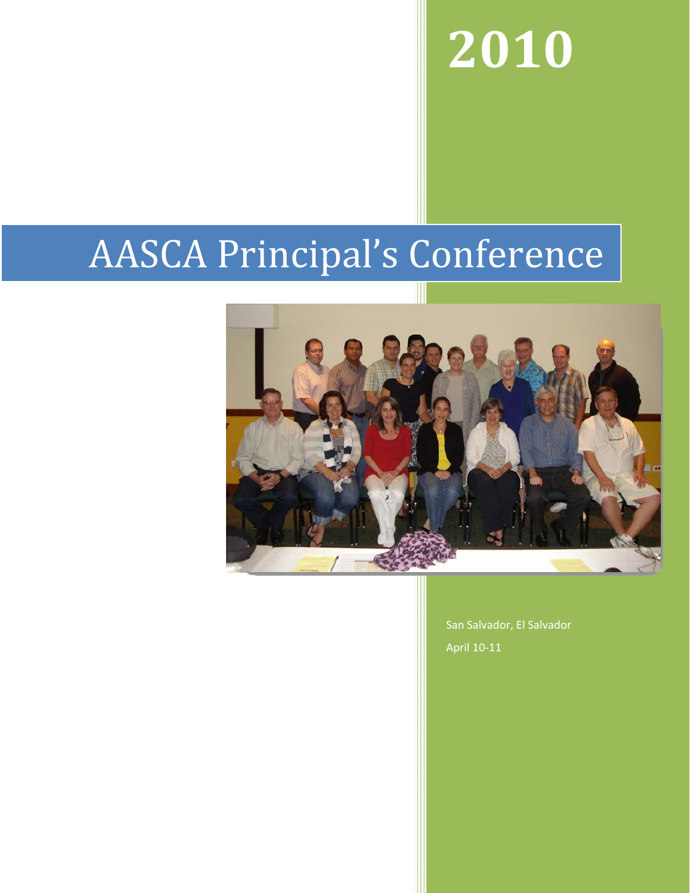# 2010

# AASCA Principal's Conference

San Salvador, El Salvador

April 10-11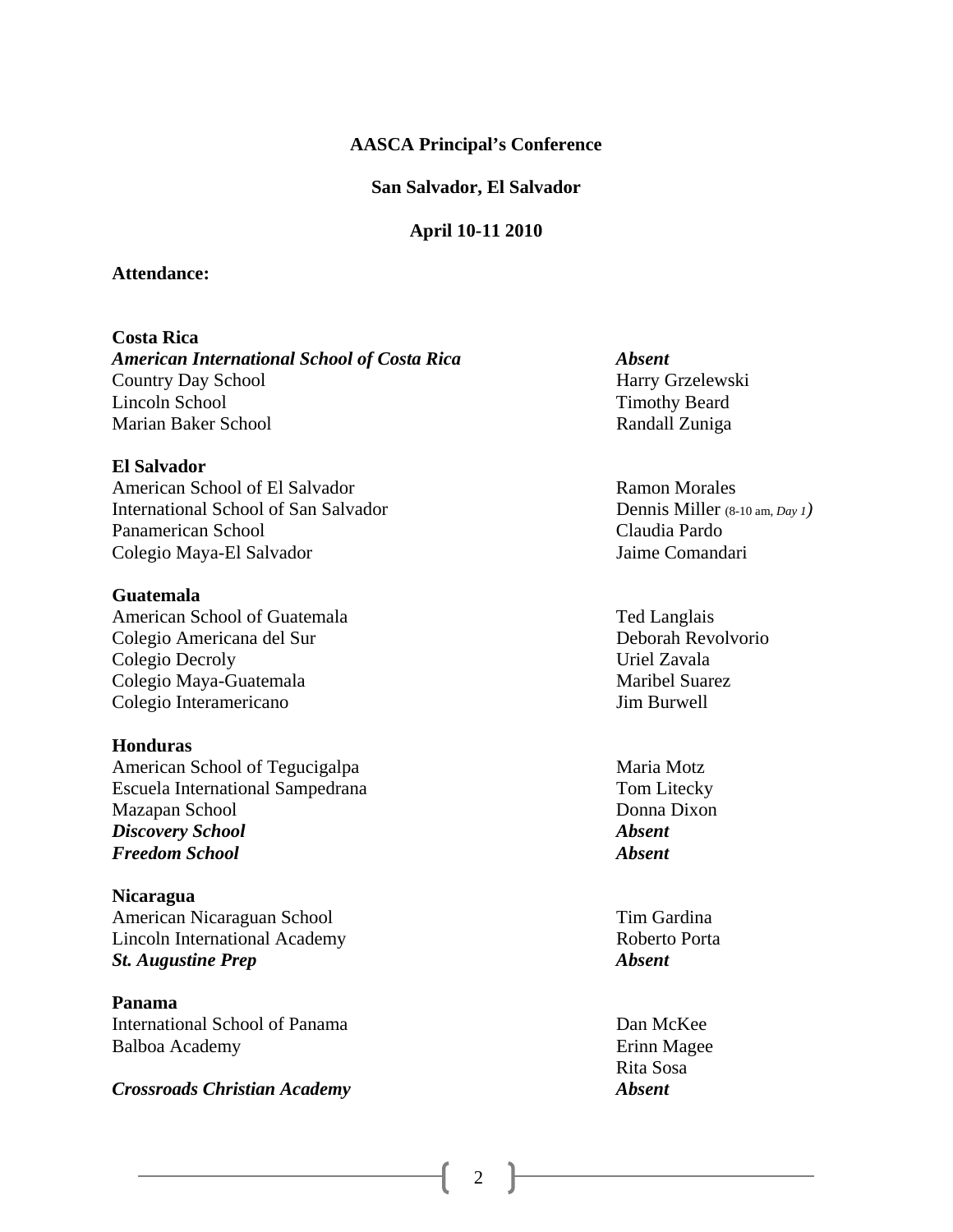**AASCA Principal's Conference**

**San Salvador, El Salvador**

**April 10-11 2010**

**Attendance:**

| | |
|---|---|
| **Costa Rica** | |
| ***American International School of Costa Rica*** | ***Absent*** |
| Country Day School | Harry Grzelewski |
| Lincoln School | Timothy Beard |
| Marian Baker School | Randall Zuniga |
| **El Salvador** | |
| American School of El Salvador | Ramon Morales |
| International School of San Salvador | Dennis Miller (8-10 am, *Day 1*) |
| Panamerican School | Claudia Pardo |
| Colegio Maya-El Salvador | Jaime Comandari |
| **Guatemala** | |
| American School of Guatemala | Ted Langlais |
| Colegio Americana del Sur | Deborah Revolvorio |
| Colegio Decroly | Uriel Zavala |
| Colegio Maya-Guatemala | Maribel Suarez |
| Colegio Interamericano | Jim Burwell |
| **Honduras** | |
| American School of Tegucigalpa | Maria Motz |
| Escuela International Sampedrana | Tom Litecky |
| Mazapan School | Donna Dixon |
| ***Discovery School*** | ***Absent*** |
| ***Freedom School*** | ***Absent*** |
| **Nicaragua** | |
| American Nicaraguan School | Tim Gardina |
| Lincoln International Academy | Roberto Porta |
| ***St. Augustine Prep*** | ***Absent*** |
| **Panama** | |
| International School of Panama | Dan McKee |
| Balboa Academy | Erinn Magee |
| | Rita Sosa |
| ***Crossroads Christian Academy*** | ***Absent*** |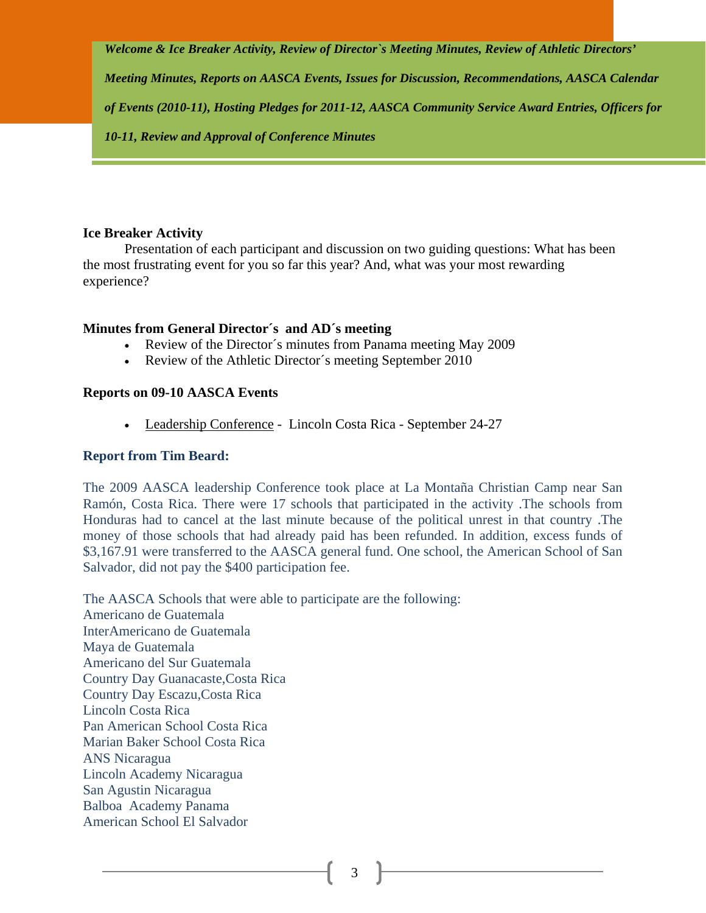***Welcome & Ice Breaker Activity, Review of Director`s Meeting Minutes, Review of Athletic Directors' Meeting Minutes, Reports on AASCA Events, Issues for Discussion, Recommendations, AASCA Calendar of Events (2010-11), Hosting Pledges for 2011-12, AASCA Community Service Award Entries, Officers for 10-11, Review and Approval of Conference Minutes***

**Ice Breaker Activity**

Presentation of each participant and discussion on two guiding questions: What has been the most frustrating event for you so far this year? And, what was your most rewarding experience?

**Minutes from General Director´s and AD´s meeting**

- Review of the Director´s minutes from Panama meeting May 2009
- Review of the Athletic Director´s meeting September 2010

**Reports on 09-10 AASCA Events**

- Leadership Conference - Lincoln Costa Rica - September 24-27

**Report from Tim Beard:**

The 2009 AASCA leadership Conference took place at La Montaña Christian Camp near San Ramón, Costa Rica. There were 17 schools that participated in the activity .The schools from Honduras had to cancel at the last minute because of the political unrest in that country .The money of those schools that had already paid has been refunded. In addition, excess funds of $3,167.91 were transferred to the AASCA general fund. One school, the American School of San Salvador, did not pay the $400 participation fee.

The AASCA Schools that were able to participate are the following:
Americano de Guatemala
InterAmericano de Guatemala
Maya de Guatemala
Americano del Sur Guatemala
Country Day Guanacaste,Costa Rica
Country Day Escazu,Costa Rica
Lincoln Costa Rica
Pan American School Costa Rica
Marian Baker School Costa Rica
ANS Nicaragua
Lincoln Academy Nicaragua
San Agustin Nicaragua
Balboa Academy Panama
American School El Salvador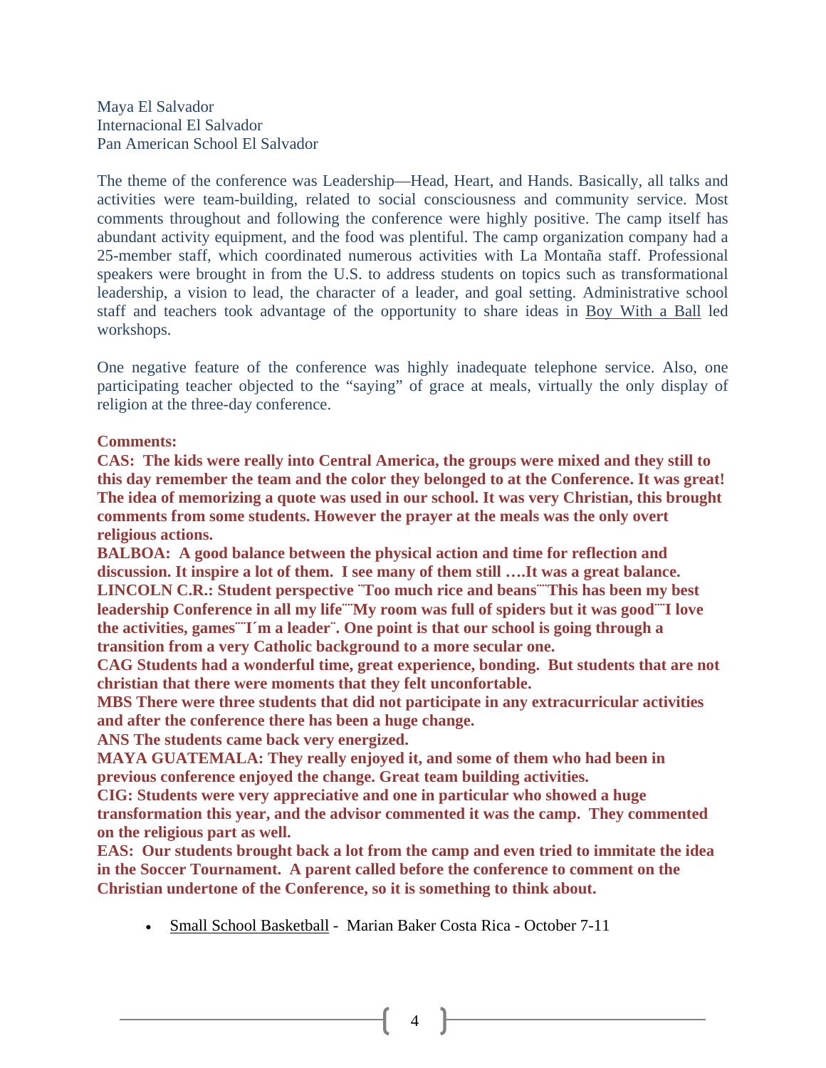Maya El Salvador
Internacional El Salvador
Pan American School El Salvador

The theme of the conference was Leadership—Head, Heart, and Hands. Basically, all talks and activities were team-building, related to social consciousness and community service. Most comments throughout and following the conference were highly positive. The camp itself has abundant activity equipment, and the food was plentiful. The camp organization company had a 25-member staff, which coordinated numerous activities with La Montaña staff. Professional speakers were brought in from the U.S. to address students on topics such as transformational leadership, a vision to lead, the character of a leader, and goal setting. Administrative school staff and teachers took advantage of the opportunity to share ideas in Boy With a Ball led workshops.

One negative feature of the conference was highly inadequate telephone service. Also, one participating teacher objected to the "saying" of grace at meals, virtually the only display of religion at the three-day conference.

**Comments:**
**CAS: The kids were really into Central America, the groups were mixed and they still to this day remember the team and the color they belonged to at the Conference. It was great! The idea of memorizing a quote was used in our school. It was very Christian, this brought comments from some students. However the prayer at the meals was the only overt religious actions.**
**BALBOA: A good balance between the physical action and time for reflection and discussion. It inspire a lot of them. I see many of them still ….It was a great balance.**
**LINCOLN C.R.: Student perspective ¨Too much rice and beans¨¨This has been my best leadership Conference in all my life¨¨My room was full of spiders but it was good¨¨I love the activities, games¨¨I´m a leader¨. One point is that our school is going through a transition from a very Catholic background to a more secular one.**
**CAG Students had a wonderful time, great experience, bonding. But students that are not christian that there were moments that they felt unconfortable.**
**MBS There were three students that did not participate in any extracurricular activities and after the conference there has been a huge change.**
**ANS The students came back very energized.**
**MAYA GUATEMALA: They really enjoyed it, and some of them who had been in previous conference enjoyed the change. Great team building activities.**
**CIG: Students were very appreciative and one in particular who showed a huge transformation this year, and the advisor commented it was the camp. They commented on the religious part as well.**
**EAS: Our students brought back a lot from the camp and even tried to immitate the idea in the Soccer Tournament. A parent called before the conference to comment on the Christian undertone of the Conference, so it is something to think about.**

- Small School Basketball - Marian Baker Costa Rica - October 7-11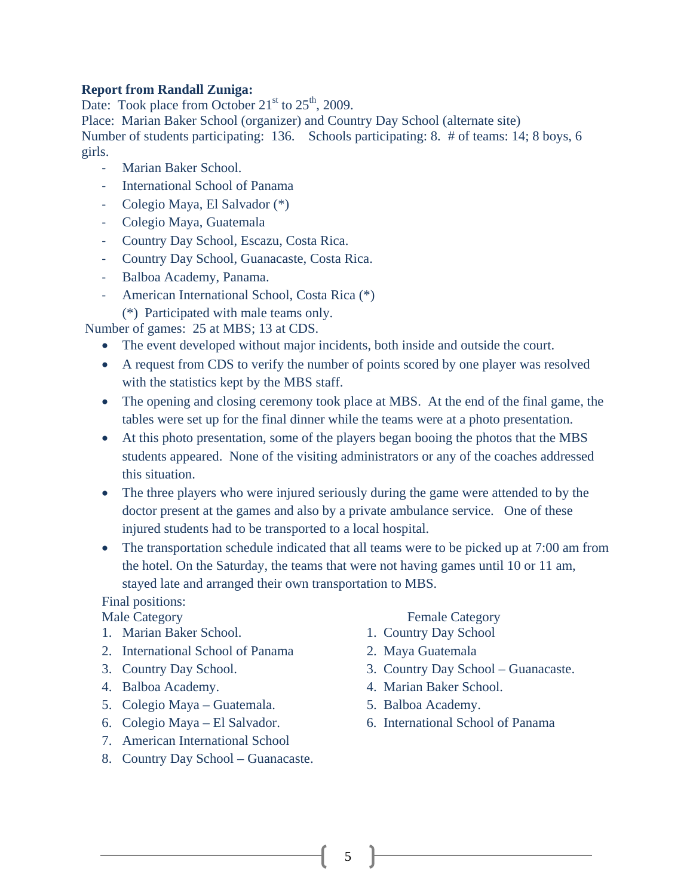**Report from Randall Zuniga:**

Date: Took place from October 21st to 25th, 2009.
Place: Marian Baker School (organizer) and Country Day School (alternate site)
Number of students participating: 136. Schools participating: 8. # of teams: 14; 8 boys, 6 girls.

- Marian Baker School.
- International School of Panama
- Colegio Maya, El Salvador (*)
- Colegio Maya, Guatemala
- Country Day School, Escazu, Costa Rica.
- Country Day School, Guanacaste, Costa Rica.
- Balboa Academy, Panama.
- American International School, Costa Rica (*)

  (*) Participated with male teams only.

Number of games: 25 at MBS; 13 at CDS.

- The event developed without major incidents, both inside and outside the court.
- A request from CDS to verify the number of points scored by one player was resolved with the statistics kept by the MBS staff.
- The opening and closing ceremony took place at MBS. At the end of the final game, the tables were set up for the final dinner while the teams were at a photo presentation.
- At this photo presentation, some of the players began booing the photos that the MBS students appeared. None of the visiting administrators or any of the coaches addressed this situation.
- The three players who were injured seriously during the game were attended to by the doctor present at the games and also by a private ambulance service. One of these injured students had to be transported to a local hospital.
- The transportation schedule indicated that all teams were to be picked up at 7:00 am from the hotel. On the Saturday, the teams that were not having games until 10 or 11 am, stayed late and arranged their own transportation to MBS.

Final positions:

Male Category

1. Marian Baker School.
2. International School of Panama
3. Country Day School.
4. Balboa Academy.
5. Colegio Maya – Guatemala.
6. Colegio Maya – El Salvador.
7. American International School
8. Country Day School – Guanacaste.

Female Category

1. Country Day School
2. Maya Guatemala
3. Country Day School – Guanacaste.
4. Marian Baker School.
5. Balboa Academy.
6. International School of Panama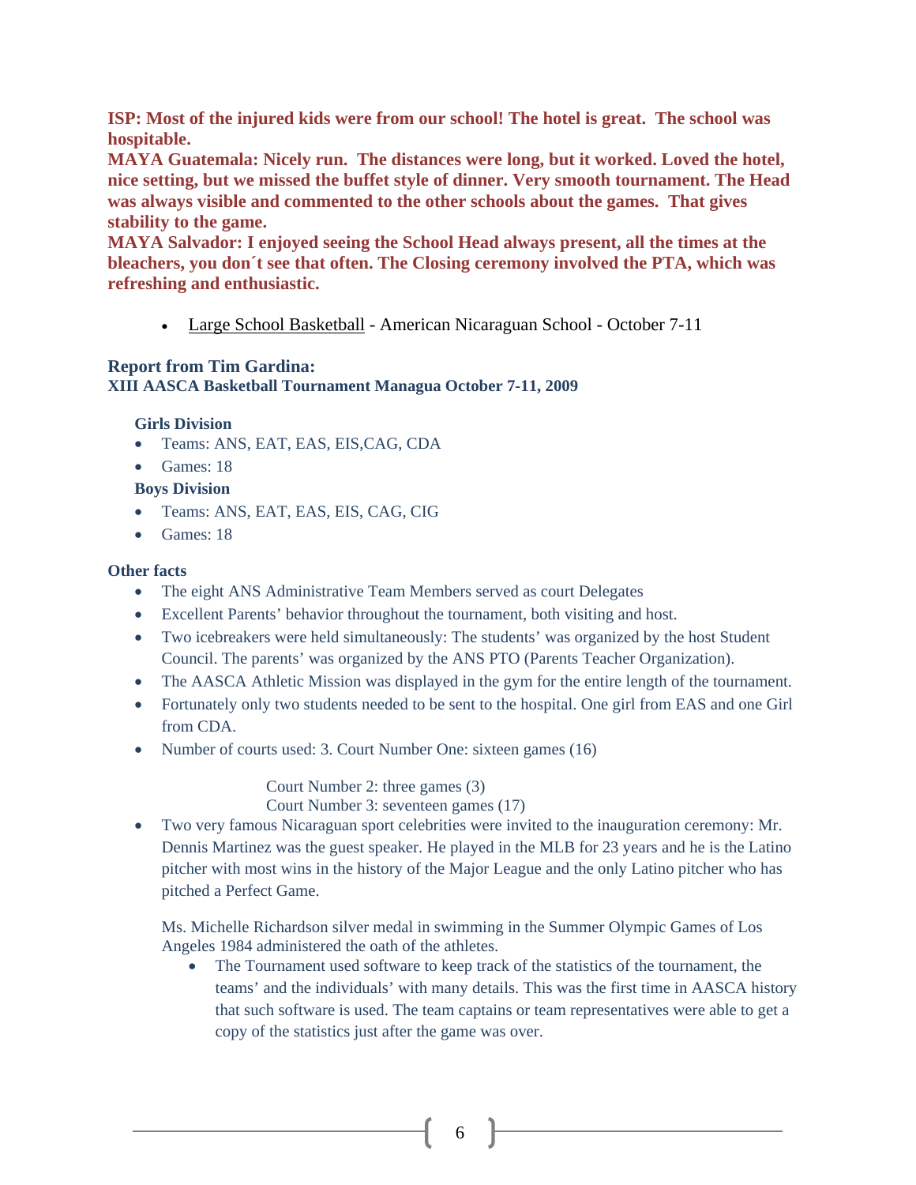**ISP: Most of the injured kids were from our school! The hotel is great. The school was hospitable.**
**MAYA Guatemala: Nicely run. The distances were long, but it worked. Loved the hotel, nice setting, but we missed the buffet style of dinner. Very smooth tournament. The Head was always visible and commented to the other schools about the games. That gives stability to the game.**
**MAYA Salvador: I enjoyed seeing the School Head always present, all the times at the bleachers, you don´t see that often. The Closing ceremony involved the PTA, which was refreshing and enthusiastic.**

- Large School Basketball - American Nicaraguan School - October 7-11

**Report from Tim Gardina:**
**XIII AASCA Basketball Tournament Managua October 7-11, 2009**

**Girls Division**

- Teams: ANS, EAT, EAS, EIS,CAG, CDA
- Games: 18

**Boys Division**

- Teams: ANS, EAT, EAS, EIS, CAG, CIG
- Games: 18

**Other facts**

- The eight ANS Administrative Team Members served as court Delegates
- Excellent Parents' behavior throughout the tournament, both visiting and host.
- Two icebreakers were held simultaneously: The students' was organized by the host Student Council. The parents' was organized by the ANS PTO (Parents Teacher Organization).
- The AASCA Athletic Mission was displayed in the gym for the entire length of the tournament.
- Fortunately only two students needed to be sent to the hospital. One girl from EAS and one Girl from CDA.
- Number of courts used: 3. Court Number One: sixteen games (16)

  Court Number 2: three games (3)
  Court Number 3: seventeen games (17)
- Two very famous Nicaraguan sport celebrities were invited to the inauguration ceremony: Mr. Dennis Martinez was the guest speaker. He played in the MLB for 23 years and he is the Latino pitcher with most wins in the history of the Major League and the only Latino pitcher who has pitched a Perfect Game.

  Ms. Michelle Richardson silver medal in swimming in the Summer Olympic Games of Los Angeles 1984 administered the oath of the athletes.
  - The Tournament used software to keep track of the statistics of the tournament, the teams' and the individuals' with many details. This was the first time in AASCA history that such software is used. The team captains or team representatives were able to get a copy of the statistics just after the game was over.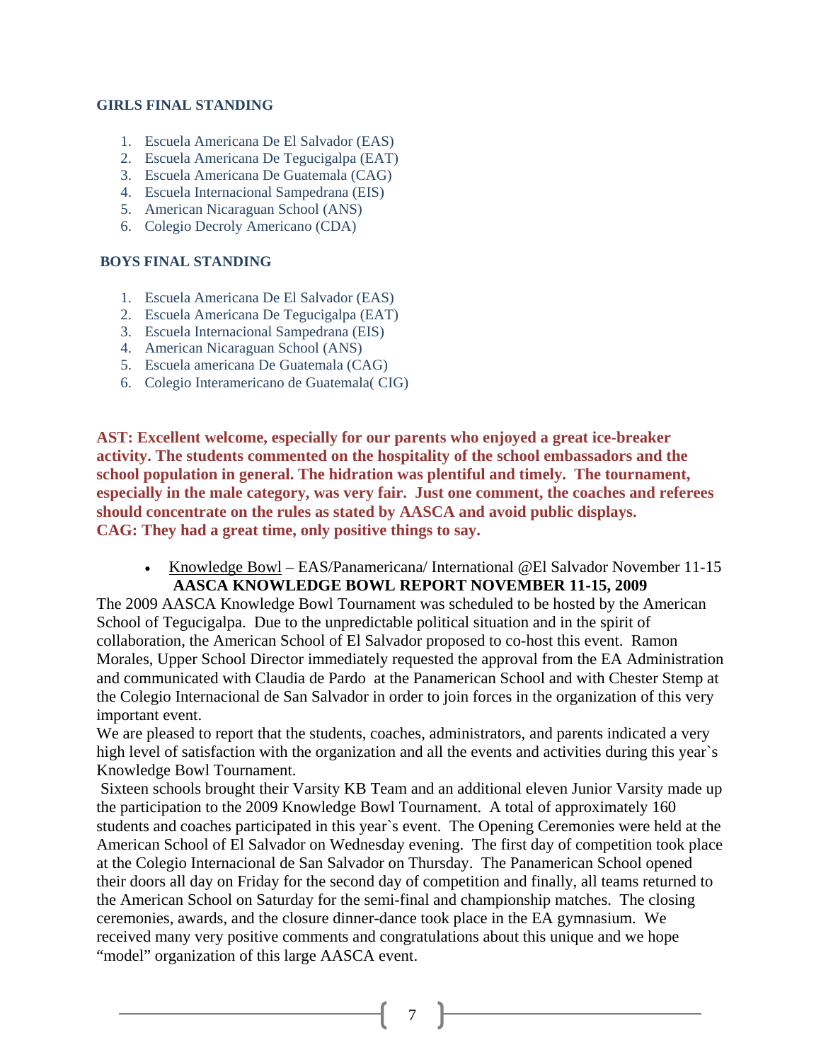**GIRLS FINAL STANDING**

1. Escuela Americana De El Salvador (EAS)
2. Escuela Americana De Tegucigalpa (EAT)
3. Escuela Americana De Guatemala (CAG)
4. Escuela Internacional Sampedrana (EIS)
5. American Nicaraguan School (ANS)
6. Colegio Decroly Americano (CDA)

**BOYS FINAL STANDING**

1. Escuela Americana De El Salvador (EAS)
2. Escuela Americana De Tegucigalpa (EAT)
3. Escuela Internacional Sampedrana (EIS)
4. American Nicaraguan School (ANS)
5. Escuela americana De Guatemala (CAG)
6. Colegio Interamericano de Guatemala( CIG)

**AST: Excellent welcome, especially for our parents who enjoyed a great ice-breaker activity. The students commented on the hospitality of the school embassadors and the school population in general. The hidration was plentiful and timely. The tournament, especially in the male category, was very fair. Just one comment, the coaches and referees should concentrate on the rules as stated by AASCA and avoid public displays.**
**CAG: They had a great time, only positive things to say.**

- Knowledge Bowl – EAS/Panamericana/ International @El Salvador November 11-15

**AASCA KNOWLEDGE BOWL REPORT NOVEMBER 11-15, 2009**

The 2009 AASCA Knowledge Bowl Tournament was scheduled to be hosted by the American School of Tegucigalpa. Due to the unpredictable political situation and in the spirit of collaboration, the American School of El Salvador proposed to co-host this event. Ramon Morales, Upper School Director immediately requested the approval from the EA Administration and communicated with Claudia de Pardo at the Panamerican School and with Chester Stemp at the Colegio Internacional de San Salvador in order to join forces in the organization of this very important event.

We are pleased to report that the students, coaches, administrators, and parents indicated a very high level of satisfaction with the organization and all the events and activities during this year`s Knowledge Bowl Tournament.

Sixteen schools brought their Varsity KB Team and an additional eleven Junior Varsity made up the participation to the 2009 Knowledge Bowl Tournament. A total of approximately 160 students and coaches participated in this year`s event. The Opening Ceremonies were held at the American School of El Salvador on Wednesday evening. The first day of competition took place at the Colegio Internacional de San Salvador on Thursday. The Panamerican School opened their doors all day on Friday for the second day of competition and finally, all teams returned to the American School on Saturday for the semi-final and championship matches. The closing ceremonies, awards, and the closure dinner-dance took place in the EA gymnasium. We received many very positive comments and congratulations about this unique and we hope "model" organization of this large AASCA event.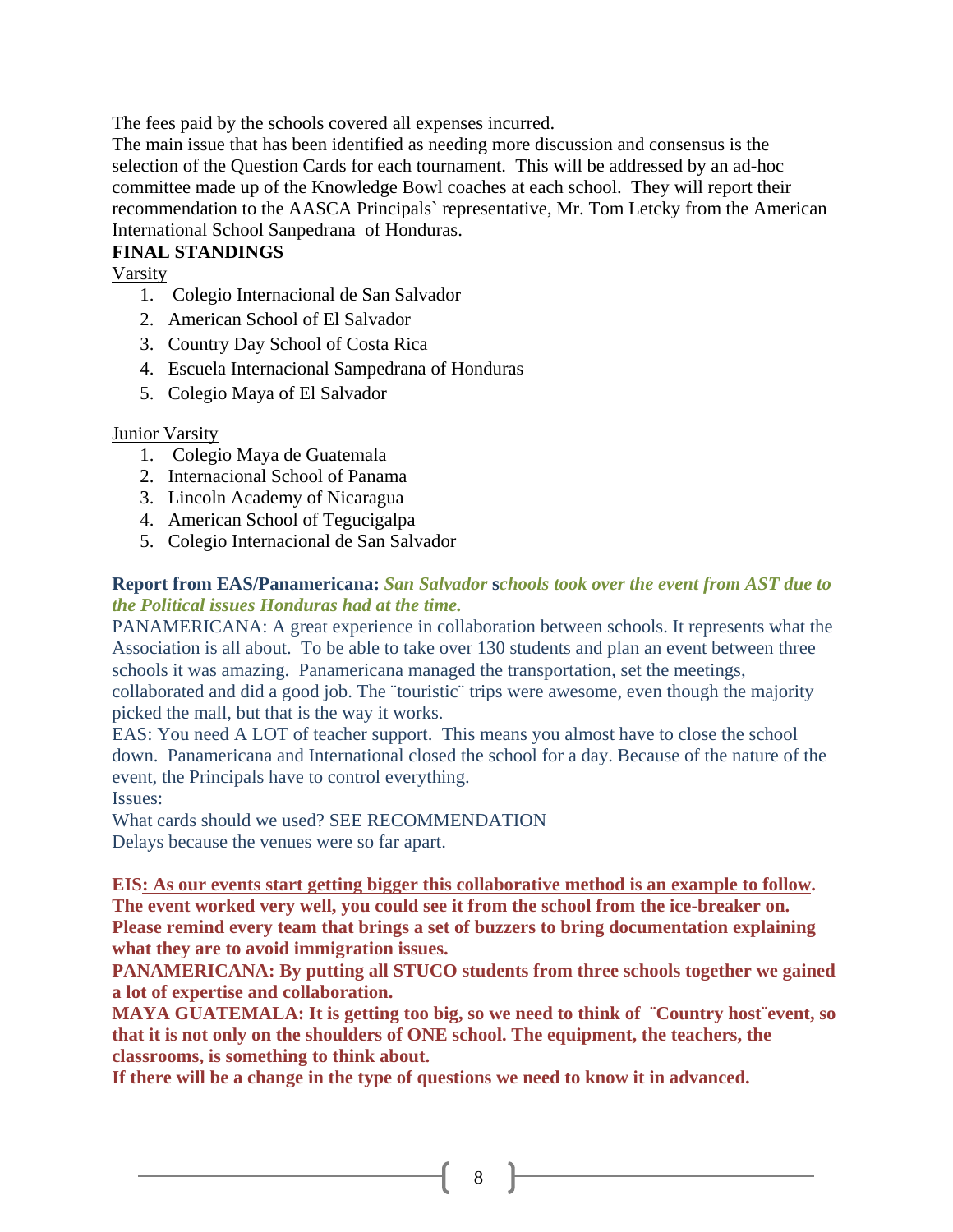The fees paid by the schools covered all expenses incurred.
The main issue that has been identified as needing more discussion and consensus is the selection of the Question Cards for each tournament. This will be addressed by an ad-hoc committee made up of the Knowledge Bowl coaches at each school. They will report their recommendation to the AASCA Principals` representative, Mr. Tom Letcky from the American International School Sanpedrana of Honduras.

**FINAL STANDINGS**

Varsity

1. Colegio Internacional de San Salvador
2. American School of El Salvador
3. Country Day School of Costa Rica
4. Escuela Internacional Sampedrana of Honduras
5. Colegio Maya of El Salvador

Junior Varsity

1. Colegio Maya de Guatemala
2. Internacional School of Panama
3. Lincoln Academy of Nicaragua
4. American School of Tegucigalpa
5. Colegio Internacional de San Salvador

**Report from EAS/Panamericana:** ***San Salvador schools took over the event from AST due to the Political issues Honduras had at the time.***

PANAMERICANA: A great experience in collaboration between schools. It represents what the Association is all about. To be able to take over 130 students and plan an event between three schools it was amazing. Panamericana managed the transportation, set the meetings, collaborated and did a good job. The ¨touristic¨ trips were awesome, even though the majority picked the mall, but that is the way it works.

EAS: You need A LOT of teacher support. This means you almost have to close the school down. Panamericana and International closed the school for a day. Because of the nature of the event, the Principals have to control everything.

Issues:

What cards should we used? SEE RECOMMENDATION

Delays because the venues were so far apart.

**EIS: As our events start getting bigger this collaborative method is an example to follow. The event worked very well, you could see it from the school from the ice-breaker on. Please remind every team that brings a set of buzzers to bring documentation explaining what they are to avoid immigration issues.**

**PANAMERICANA: By putting all STUCO students from three schools together we gained a lot of expertise and collaboration.**

**MAYA GUATEMALA: It is getting too big, so we need to think of ¨Country host¨event, so that it is not only on the shoulders of ONE school. The equipment, the teachers, the classrooms, is something to think about.**

**If there will be a change in the type of questions we need to know it in advanced.**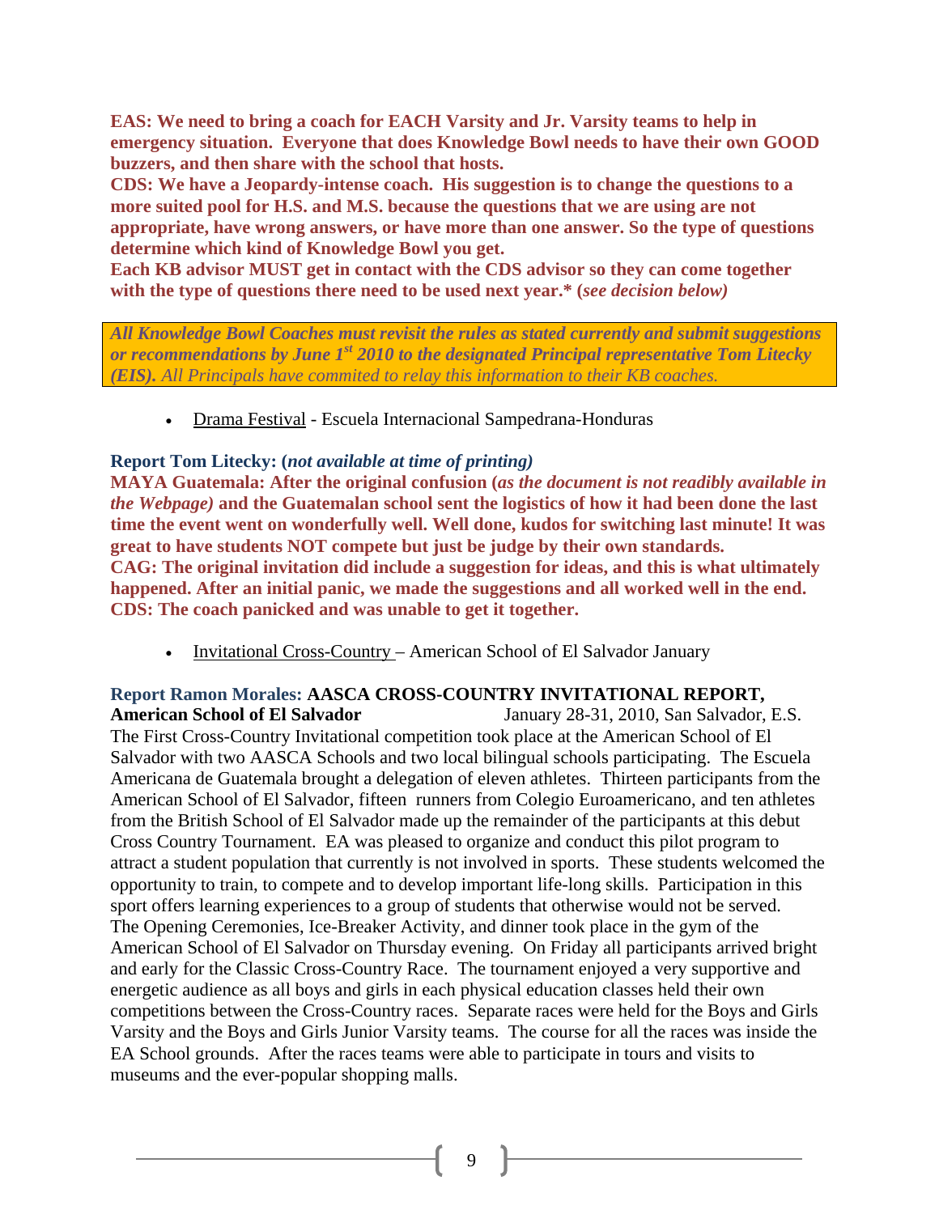**EAS: We need to bring a coach for EACH Varsity and Jr. Varsity teams to help in emergency situation. Everyone that does Knowledge Bowl needs to have their own GOOD buzzers, and then share with the school that hosts.**
**CDS: We have a Jeopardy-intense coach. His suggestion is to change the questions to a more suited pool for H.S. and M.S. because the questions that we are using are not appropriate, have wrong answers, or have more than one answer. So the type of questions determine which kind of Knowledge Bowl you get.**
**Each KB advisor MUST get in contact with the CDS advisor so they can come together with the type of questions there need to be used next year.\* (*see decision below)***

***All Knowledge Bowl Coaches must revisit the rules as stated currently and submit suggestions or recommendations by June 1st 2010 to the designated Principal representative Tom Litecky (EIS).*** *All Principals have commited to relay this information to their KB coaches.*

- Drama Festival - Escuela Internacional Sampedrana-Honduras

**Report Tom Litecky: (*not available at time of printing)***
**MAYA Guatemala: After the original confusion (*as the document is not readibly available in the Webpage)* and the Guatemalan school sent the logistics of how it had been done the last time the event went on wonderfully well. Well done, kudos for switching last minute! It was great to have students NOT compete but just be judge by their own standards.**
**CAG: The original invitation did include a suggestion for ideas, and this is what ultimately happened. After an initial panic, we made the suggestions and all worked well in the end.**
**CDS: The coach panicked and was unable to get it together.**

- Invitational Cross-Country – American School of El Salvador January

**Report Ramon Morales: AASCA CROSS-COUNTRY INVITATIONAL REPORT, American School of El Salvador** January 28-31, 2010, San Salvador, E.S.
The First Cross-Country Invitational competition took place at the American School of El Salvador with two AASCA Schools and two local bilingual schools participating. The Escuela Americana de Guatemala brought a delegation of eleven athletes. Thirteen participants from the American School of El Salvador, fifteen runners from Colegio Euroamericano, and ten athletes from the British School of El Salvador made up the remainder of the participants at this debut Cross Country Tournament. EA was pleased to organize and conduct this pilot program to attract a student population that currently is not involved in sports. These students welcomed the opportunity to train, to compete and to develop important life-long skills. Participation in this sport offers learning experiences to a group of students that otherwise would not be served.
The Opening Ceremonies, Ice-Breaker Activity, and dinner took place in the gym of the American School of El Salvador on Thursday evening. On Friday all participants arrived bright and early for the Classic Cross-Country Race. The tournament enjoyed a very supportive and energetic audience as all boys and girls in each physical education classes held their own competitions between the Cross-Country races. Separate races were held for the Boys and Girls Varsity and the Boys and Girls Junior Varsity teams. The course for all the races was inside the EA School grounds. After the races teams were able to participate in tours and visits to museums and the ever-popular shopping malls.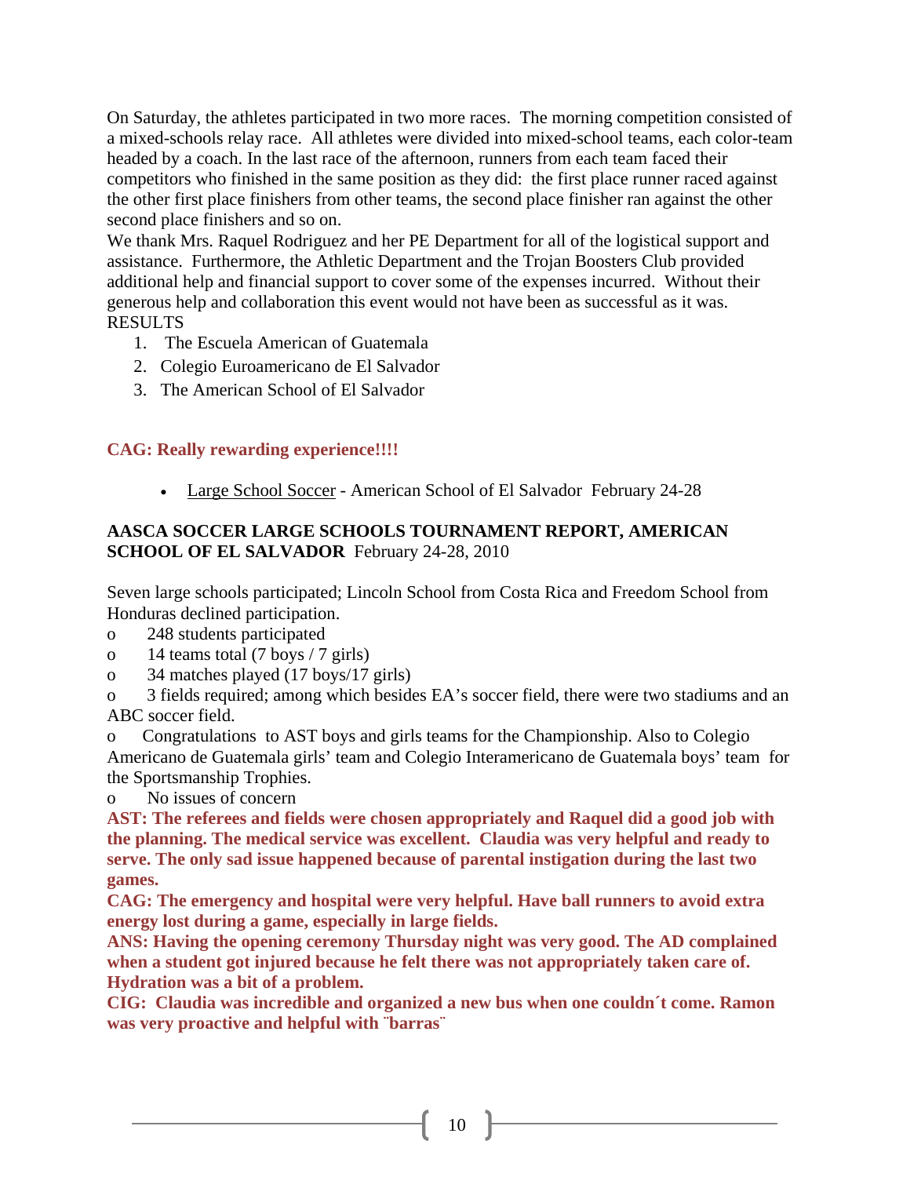On Saturday, the athletes participated in two more races. The morning competition consisted of a mixed-schools relay race. All athletes were divided into mixed-school teams, each color-team headed by a coach. In the last race of the afternoon, runners from each team faced their competitors who finished in the same position as they did: the first place runner raced against the other first place finishers from other teams, the second place finisher ran against the other second place finishers and so on.

We thank Mrs. Raquel Rodriguez and her PE Department for all of the logistical support and assistance. Furthermore, the Athletic Department and the Trojan Boosters Club provided additional help and financial support to cover some of the expenses incurred. Without their generous help and collaboration this event would not have been as successful as it was.

RESULTS

1. The Escuela American of Guatemala
2. Colegio Euroamericano de El Salvador
3. The American School of El Salvador

**CAG: Really rewarding experience!!!!**

- Large School Soccer - American School of El Salvador February 24-28

**AASCA SOCCER LARGE SCHOOLS TOURNAMENT REPORT, AMERICAN SCHOOL OF EL SALVADOR** February 24-28, 2010

Seven large schools participated; Lincoln School from Costa Rica and Freedom School from Honduras declined participation.

- 248 students participated
- 14 teams total (7 boys / 7 girls)
- 34 matches played (17 boys/17 girls)
- 3 fields required; among which besides EA's soccer field, there were two stadiums and an ABC soccer field.
- Congratulations to AST boys and girls teams for the Championship. Also to Colegio Americano de Guatemala girls' team and Colegio Interamericano de Guatemala boys' team for the Sportsmanship Trophies.
- No issues of concern

**AST: The referees and fields were chosen appropriately and Raquel did a good job with the planning. The medical service was excellent. Claudia was very helpful and ready to serve. The only sad issue happened because of parental instigation during the last two games.**

**CAG: The emergency and hospital were very helpful. Have ball runners to avoid extra energy lost during a game, especially in large fields.**

**ANS: Having the opening ceremony Thursday night was very good. The AD complained when a student got injured because he felt there was not appropriately taken care of. Hydration was a bit of a problem.**

**CIG: Claudia was incredible and organized a new bus when one couldn´t come. Ramon was very proactive and helpful with ¨barras¨**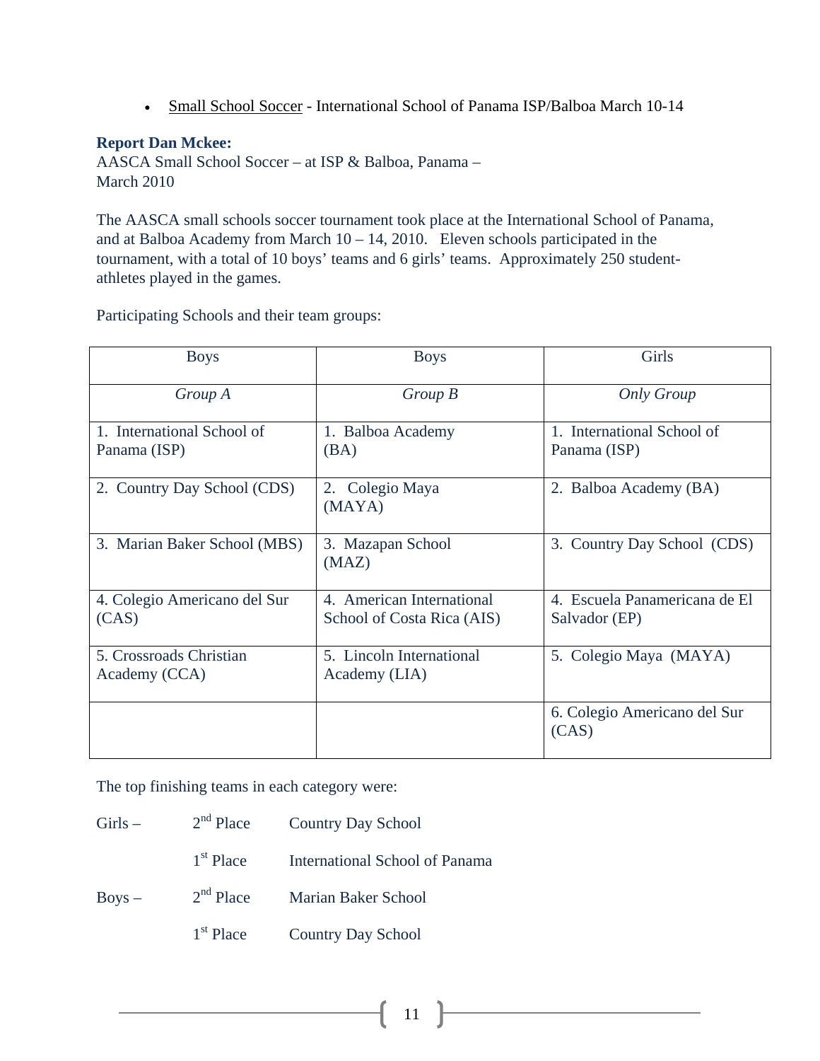- Small School Soccer - International School of Panama ISP/Balboa March 10-14

**Report Dan Mckee:**
AASCA Small School Soccer – at ISP & Balboa, Panama –
March 2010

The AASCA small schools soccer tournament took place at the International School of Panama, and at Balboa Academy from March 10 – 14, 2010. Eleven schools participated in the tournament, with a total of 10 boys' teams and 6 girls' teams. Approximately 250 student-athletes played in the games.

Participating Schools and their team groups:

| Boys | Boys | Girls |
|---|---|---|
| *Group A* | *Group B* | *Only Group* |
| 1. International School of Panama (ISP) | 1. Balboa Academy (BA) | 1. International School of Panama (ISP) |
| 2. Country Day School (CDS) | 2. Colegio Maya (MAYA) | 2. Balboa Academy (BA) |
| 3. Marian Baker School (MBS) | 3. Mazapan School (MAZ) | 3. Country Day School (CDS) |
| 4. Colegio Americano del Sur (CAS) | 4. American International School of Costa Rica (AIS) | 4. Escuela Panamericana de El Salvador (EP) |
| 5. Crossroads Christian Academy (CCA) | 5. Lincoln International Academy (LIA) | 5. Colegio Maya (MAYA) |
| | | 6. Colegio Americano del Sur (CAS) |

The top finishing teams in each category were:

| | | |
|---|---|---|
| Girls – | 2nd Place | Country Day School |
| | 1st Place | International School of Panama |
| Boys – | 2nd Place | Marian Baker School |
| | 1st Place | Country Day School |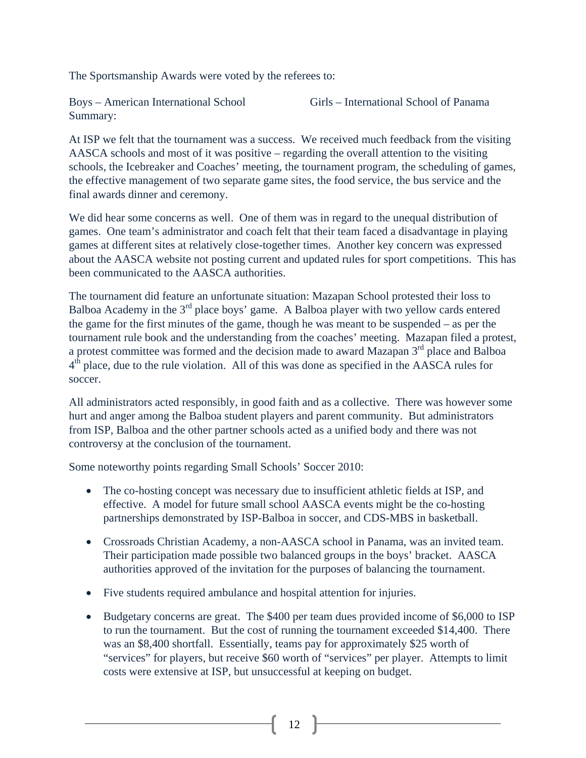The Sportsmanship Awards were voted by the referees to:

Boys – American International School  Girls – International School of Panama

Summary:

At ISP we felt that the tournament was a success. We received much feedback from the visiting AASCA schools and most of it was positive – regarding the overall attention to the visiting schools, the Icebreaker and Coaches' meeting, the tournament program, the scheduling of games, the effective management of two separate game sites, the food service, the bus service and the final awards dinner and ceremony.

We did hear some concerns as well. One of them was in regard to the unequal distribution of games. One team's administrator and coach felt that their team faced a disadvantage in playing games at different sites at relatively close-together times. Another key concern was expressed about the AASCA website not posting current and updated rules for sport competitions. This has been communicated to the AASCA authorities.

The tournament did feature an unfortunate situation: Mazapan School protested their loss to Balboa Academy in the 3rd place boys' game. A Balboa player with two yellow cards entered the game for the first minutes of the game, though he was meant to be suspended – as per the tournament rule book and the understanding from the coaches' meeting. Mazapan filed a protest, a protest committee was formed and the decision made to award Mazapan 3rd place and Balboa 4th place, due to the rule violation. All of this was done as specified in the AASCA rules for soccer.

All administrators acted responsibly, in good faith and as a collective. There was however some hurt and anger among the Balboa student players and parent community. But administrators from ISP, Balboa and the other partner schools acted as a unified body and there was not controversy at the conclusion of the tournament.

Some noteworthy points regarding Small Schools' Soccer 2010:

- The co-hosting concept was necessary due to insufficient athletic fields at ISP, and effective. A model for future small school AASCA events might be the co-hosting partnerships demonstrated by ISP-Balboa in soccer, and CDS-MBS in basketball.
- Crossroads Christian Academy, a non-AASCA school in Panama, was an invited team. Their participation made possible two balanced groups in the boys' bracket. AASCA authorities approved of the invitation for the purposes of balancing the tournament.
- Five students required ambulance and hospital attention for injuries.
- Budgetary concerns are great. The $400 per team dues provided income of $6,000 to ISP to run the tournament. But the cost of running the tournament exceeded $14,400. There was an $8,400 shortfall. Essentially, teams pay for approximately $25 worth of "services" for players, but receive $60 worth of "services" per player. Attempts to limit costs were extensive at ISP, but unsuccessful at keeping on budget.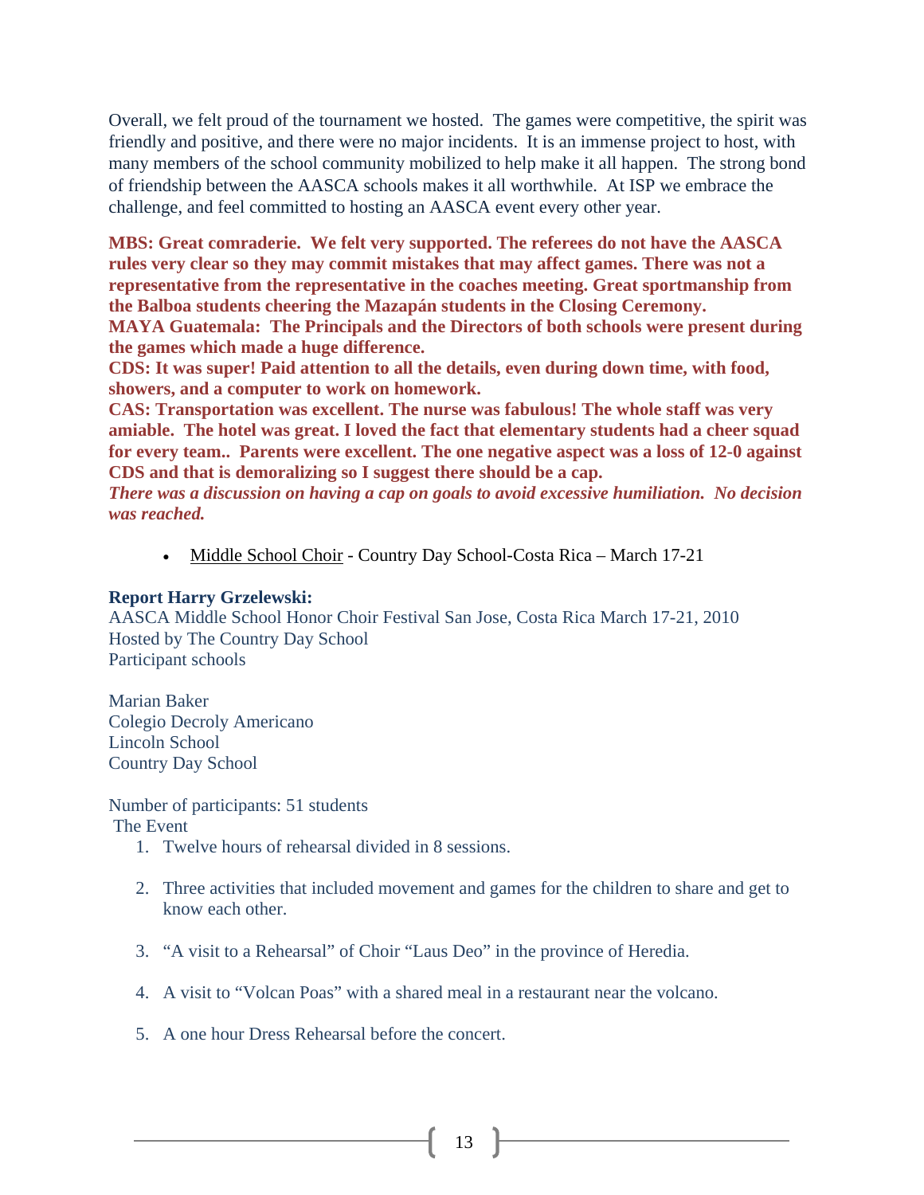Overall, we felt proud of the tournament we hosted. The games were competitive, the spirit was friendly and positive, and there were no major incidents. It is an immense project to host, with many members of the school community mobilized to help make it all happen. The strong bond of friendship between the AASCA schools makes it all worthwhile. At ISP we embrace the challenge, and feel committed to hosting an AASCA event every other year.

**MBS: Great comraderie. We felt very supported. The referees do not have the AASCA rules very clear so they may commit mistakes that may affect games. There was not a representative from the representative in the coaches meeting. Great sportmanship from the Balboa students cheering the Mazapán students in the Closing Ceremony.**
**MAYA Guatemala: The Principals and the Directors of both schools were present during the games which made a huge difference.**
**CDS: It was super! Paid attention to all the details, even during down time, with food, showers, and a computer to work on homework.**
**CAS: Transportation was excellent. The nurse was fabulous! The whole staff was very amiable. The hotel was great. I loved the fact that elementary students had a cheer squad for every team.. Parents were excellent. The one negative aspect was a loss of 12-0 against CDS and that is demoralizing so I suggest there should be a cap.**
***There was a discussion on having a cap on goals to avoid excessive humiliation. No decision was reached.***

- Middle School Choir - Country Day School-Costa Rica – March 17-21

**Report Harry Grzelewski:**
AASCA Middle School Honor Choir Festival San Jose, Costa Rica March 17-21, 2010
Hosted by The Country Day School
Participant schools

Marian Baker
Colegio Decroly Americano
Lincoln School
Country Day School

Number of participants: 51 students
The Event

1. Twelve hours of rehearsal divided in 8 sessions.
2. Three activities that included movement and games for the children to share and get to know each other.
3. "A visit to a Rehearsal" of Choir "Laus Deo" in the province of Heredia.
4. A visit to "Volcan Poas" with a shared meal in a restaurant near the volcano.
5. A one hour Dress Rehearsal before the concert.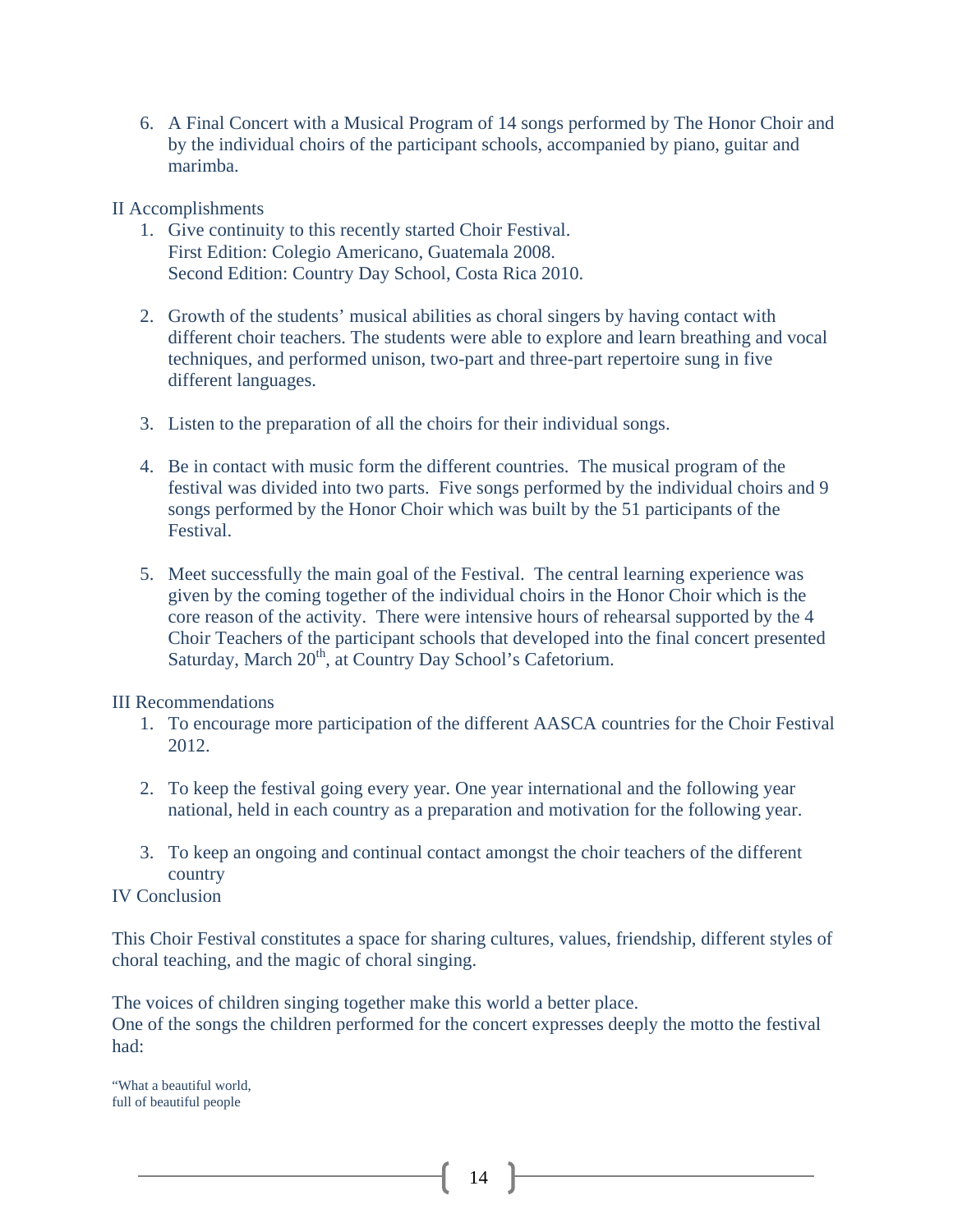6. A Final Concert with a Musical Program of 14 songs performed by The Honor Choir and by the individual choirs of the participant schools, accompanied by piano, guitar and marimba.

II Accomplishments

1. Give continuity to this recently started Choir Festival.
   First Edition: Colegio Americano, Guatemala 2008.
   Second Edition: Country Day School, Costa Rica 2010.

2. Growth of the students' musical abilities as choral singers by having contact with different choir teachers. The students were able to explore and learn breathing and vocal techniques, and performed unison, two-part and three-part repertoire sung in five different languages.

3. Listen to the preparation of all the choirs for their individual songs.

4. Be in contact with music form the different countries. The musical program of the festival was divided into two parts. Five songs performed by the individual choirs and 9 songs performed by the Honor Choir which was built by the 51 participants of the Festival.

5. Meet successfully the main goal of the Festival. The central learning experience was given by the coming together of the individual choirs in the Honor Choir which is the core reason of the activity. There were intensive hours of rehearsal supported by the 4 Choir Teachers of the participant schools that developed into the final concert presented Saturday, March 20th, at Country Day School's Cafetorium.

III Recommendations

1. To encourage more participation of the different AASCA countries for the Choir Festival 2012.

2. To keep the festival going every year. One year international and the following year national, held in each country as a preparation and motivation for the following year.

3. To keep an ongoing and continual contact amongst the choir teachers of the different country

IV Conclusion

This Choir Festival constitutes a space for sharing cultures, values, friendship, different styles of choral teaching, and the magic of choral singing.

The voices of children singing together make this world a better place.
One of the songs the children performed for the concert expresses deeply the motto the festival had:

"What a beautiful world,
full of beautiful people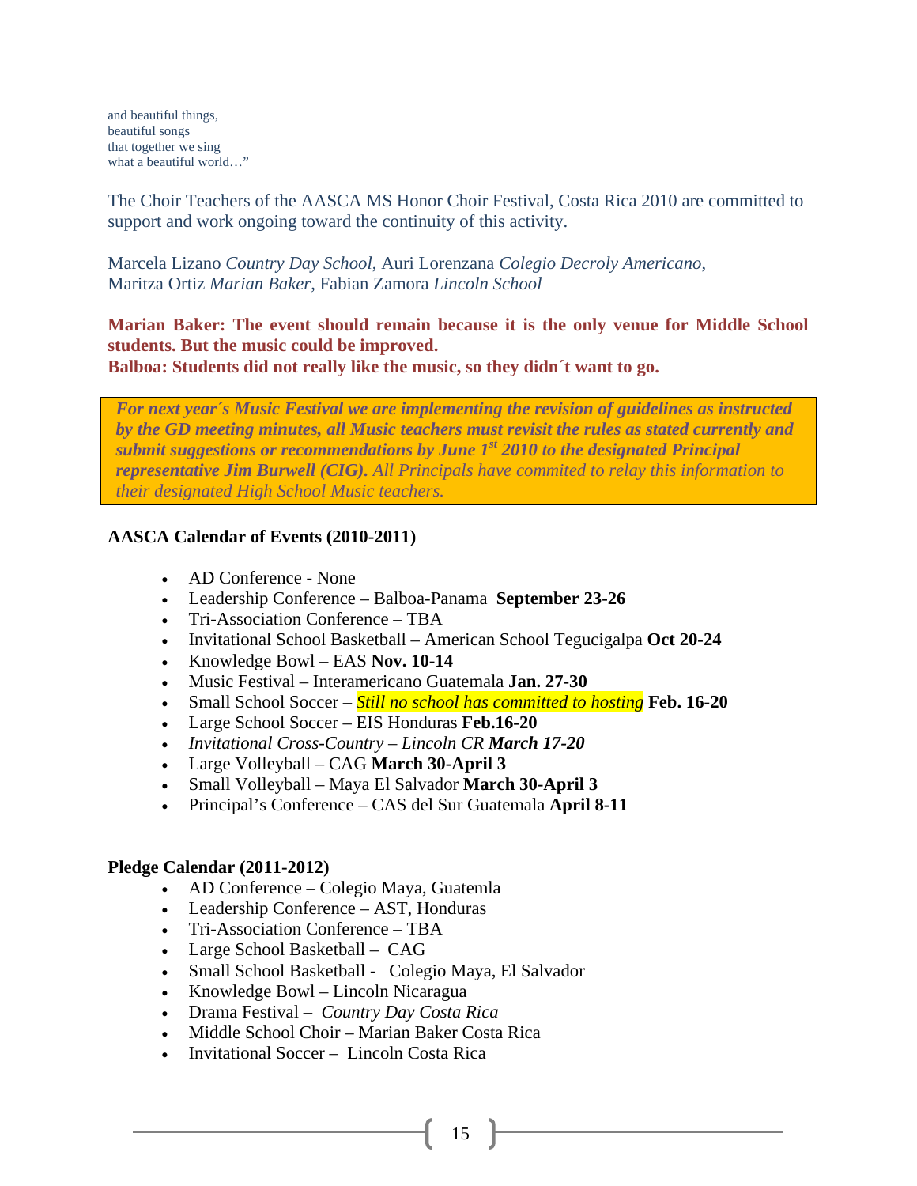and beautiful things,
beautiful songs
that together we sing
what a beautiful world…"

The Choir Teachers of the AASCA MS Honor Choir Festival, Costa Rica 2010 are committed to support and work ongoing toward the continuity of this activity.

Marcela Lizano *Country Day School*, Auri Lorenzana *Colegio Decroly Americano*, Maritza Ortiz *Marian Baker*, Fabian Zamora *Lincoln School*

**Marian Baker: The event should remain because it is the only venue for Middle School students. But the music could be improved.**
**Balboa: Students did not really like the music, so they didn´t want to go.**

> ***For next year´s Music Festival we are implementing the revision of guidelines as instructed by the GD meeting minutes, all Music teachers must revisit the rules as stated currently and submit suggestions or recommendations by June 1st 2010 to the designated Principal representative Jim Burwell (CIG).*** *All Principals have commited to relay this information to their designated High School Music teachers.*

**AASCA Calendar of Events (2010-2011)**

- AD Conference - None
- Leadership Conference – Balboa-Panama **September 23-26**
- Tri-Association Conference – TBA
- Invitational School Basketball – American School Tegucigalpa **Oct 20-24**
- Knowledge Bowl – EAS **Nov. 10-14**
- Music Festival – Interamericano Guatemala **Jan. 27-30**
- Small School Soccer – *Still no school has committed to hosting* **Feb. 16-20**
- Large School Soccer – EIS Honduras **Feb.16-20**
- *Invitational Cross-Country – Lincoln CR **March 17-20***
- Large Volleyball – CAG **March 30-April 3**
- Small Volleyball – Maya El Salvador **March 30-April 3**
- Principal's Conference – CAS del Sur Guatemala **April 8-11**

**Pledge Calendar (2011-2012)**

- AD Conference – Colegio Maya, Guatemla
- Leadership Conference – AST, Honduras
- Tri-Association Conference – TBA
- Large School Basketball – CAG
- Small School Basketball - Colegio Maya, El Salvador
- Knowledge Bowl – Lincoln Nicaragua
- Drama Festival – *Country Day Costa Rica*
- Middle School Choir – Marian Baker Costa Rica
- Invitational Soccer – Lincoln Costa Rica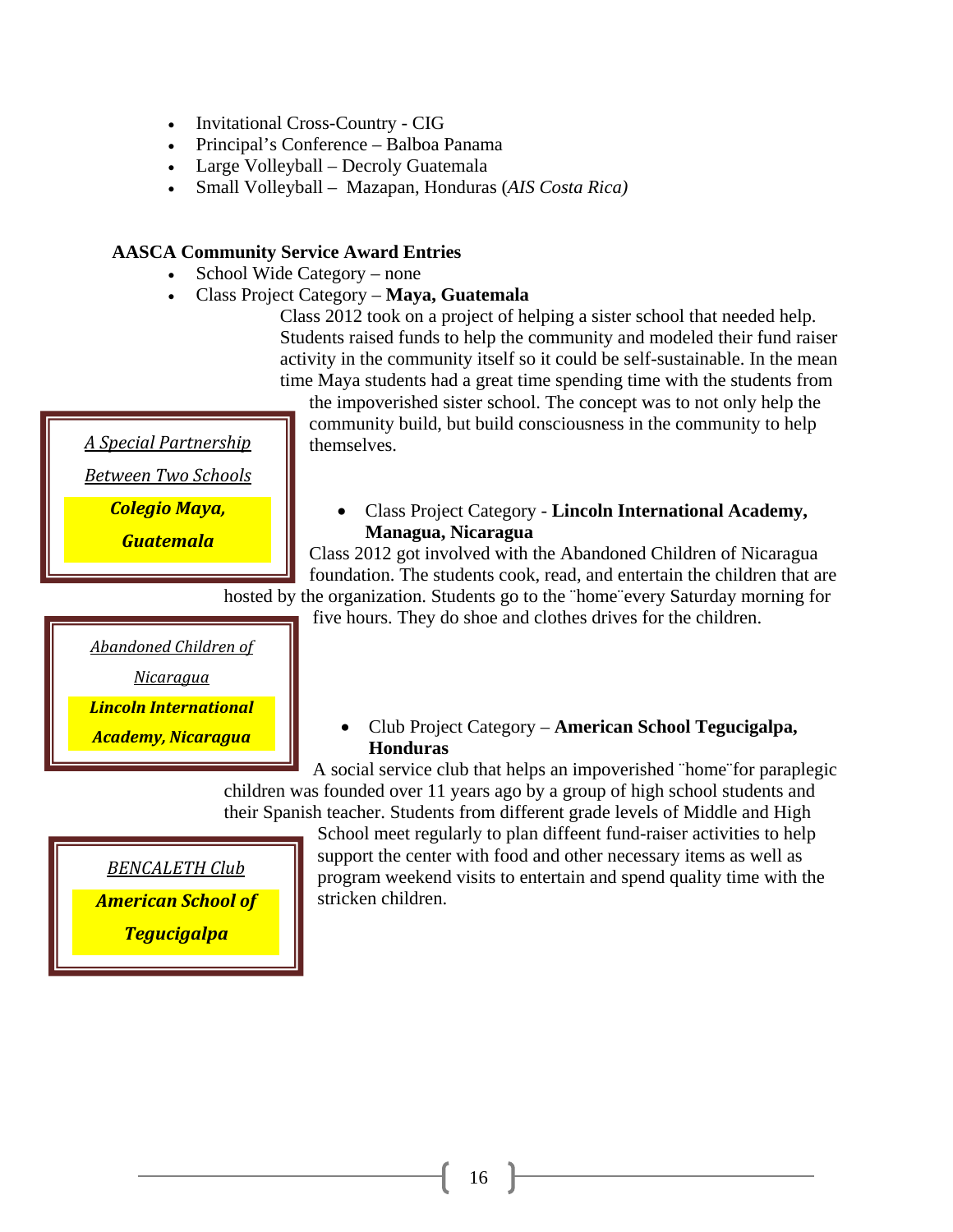- Invitational Cross-Country - CIG
- Principal's Conference – Balboa Panama
- Large Volleyball – Decroly Guatemala
- Small Volleyball – Mazapan, Honduras (*AIS Costa Rica)*

**AASCA Community Service Award Entries**

- School Wide Category – none
- Class Project Category – **Maya, Guatemala**

Class 2012 took on a project of helping a sister school that needed help. Students raised funds to help the community and modeled their fund raiser activity in the community itself so it could be self-sustainable. In the mean time Maya students had a great time spending time with the students from the impoverished sister school. The concept was to not only help the community build, but build consciousness in the community to help themselves.

*A Special Partnership*

*Between Two Schools*

***Colegio Maya, Guatemala***

- Class Project Category - **Lincoln International Academy, Managua, Nicaragua**

Class 2012 got involved with the Abandoned Children of Nicaragua foundation. The students cook, read, and entertain the children that are hosted by the organization. Students go to the ¨home¨every Saturday morning for five hours. They do shoe and clothes drives for the children.

*Abandoned Children of Nicaragua*

***Lincoln International Academy, Nicaragua***

- Club Project Category – **American School Tegucigalpa, Honduras**

A social service club that helps an impoverished ¨home¨for paraplegic children was founded over 11 years ago by a group of high school students and their Spanish teacher. Students from different grade levels of Middle and High School meet regularly to plan diffeent fund-raiser activities to help support the center with food and other necessary items as well as program weekend visits to entertain and spend quality time with the stricken children.

*BENCALETH Club*

***American School of Tegucigalpa***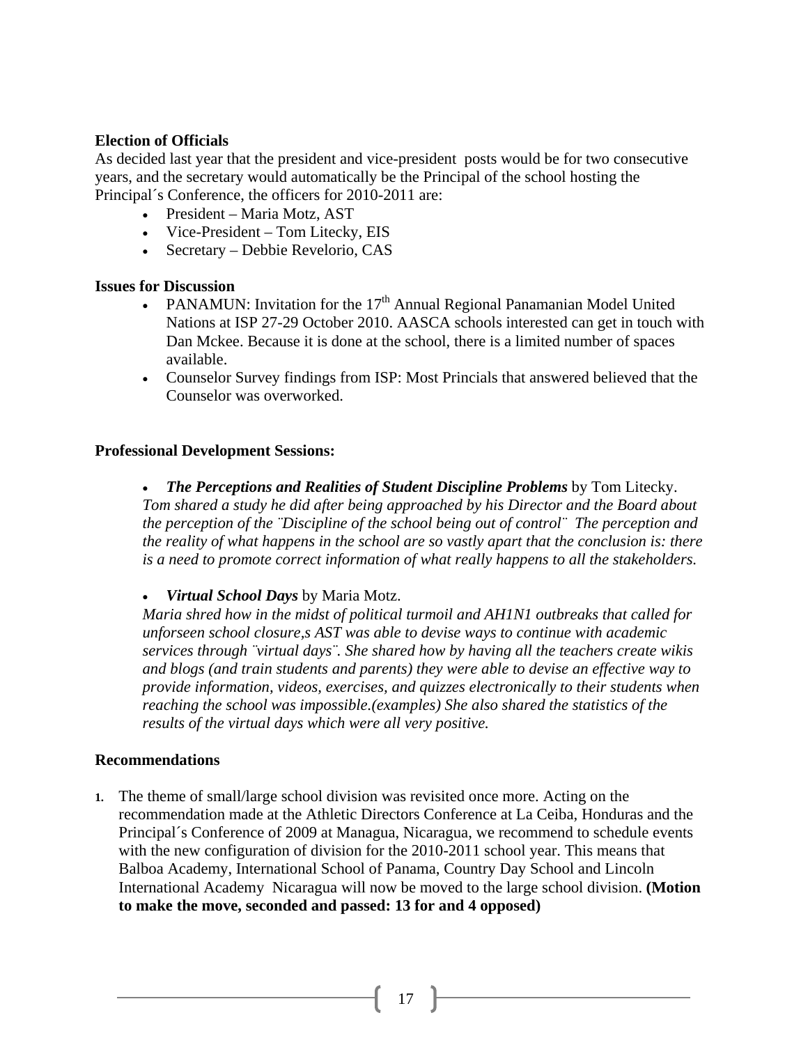**Election of Officials**

As decided last year that the president and vice-president posts would be for two consecutive years, and the secretary would automatically be the Principal of the school hosting the Principal´s Conference, the officers for 2010-2011 are:

- President – Maria Motz, AST
- Vice-President – Tom Litecky, EIS
- Secretary – Debbie Revelorio, CAS

**Issues for Discussion**

- PANAMUN: Invitation for the 17th Annual Regional Panamanian Model United Nations at ISP 27-29 October 2010. AASCA schools interested can get in touch with Dan Mckee. Because it is done at the school, there is a limited number of spaces available.
- Counselor Survey findings from ISP: Most Princials that answered believed that the Counselor was overworked.

**Professional Development Sessions:**

- ***The Perceptions and Realities of Student Discipline Problems*** by Tom Litecky.

*Tom shared a study he did after being approached by his Director and the Board about the perception of the ¨Discipline of the school being out of control¨ The perception and the reality of what happens in the school are so vastly apart that the conclusion is: there is a need to promote correct information of what really happens to all the stakeholders.*

- ***Virtual School Days*** by Maria Motz.

*Maria shred how in the midst of political turmoil and AH1N1 outbreaks that called for unforseen school closure,s AST was able to devise ways to continue with academic services through ¨virtual days¨. She shared how by having all the teachers create wikis and blogs (and train students and parents) they were able to devise an effective way to provide information, videos, exercises, and quizzes electronically to their students when reaching the school was impossible.(examples) She also shared the statistics of the results of the virtual days which were all very positive.*

**Recommendations**

1. The theme of small/large school division was revisited once more. Acting on the recommendation made at the Athletic Directors Conference at La Ceiba, Honduras and the Principal´s Conference of 2009 at Managua, Nicaragua, we recommend to schedule events with the new configuration of division for the 2010-2011 school year. This means that Balboa Academy, International School of Panama, Country Day School and Lincoln International Academy Nicaragua will now be moved to the large school division. **(Motion to make the move, seconded and passed: 13 for and 4 opposed)**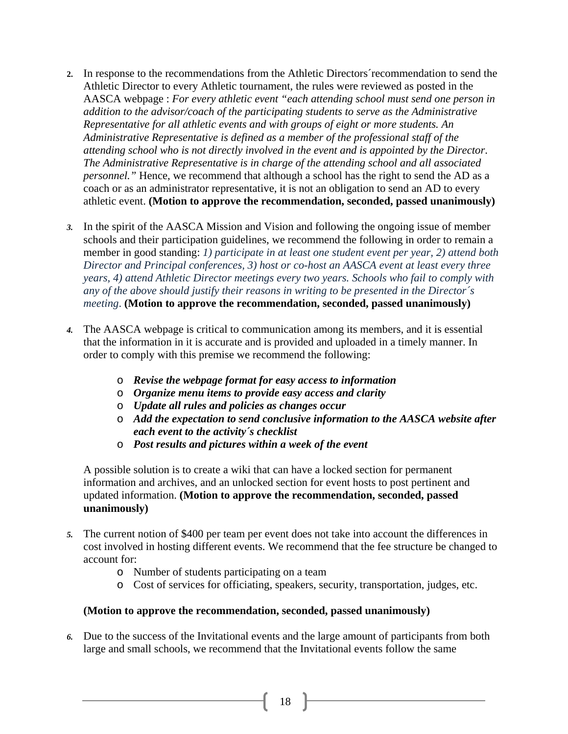2. In response to the recommendations from the Athletic Directors´recommendation to send the Athletic Director to every Athletic tournament, the rules were reviewed as posted in the AASCA webpage : *For every athletic event "each attending school must send one person in addition to the advisor/coach of the participating students to serve as the Administrative Representative for all athletic events and with groups of eight or more students. An Administrative Representative is defined as a member of the professional staff of the attending school who is not directly involved in the event and is appointed by the Director. The Administrative Representative is in charge of the attending school and all associated personnel."* Hence, we recommend that although a school has the right to send the AD as a coach or as an administrator representative, it is not an obligation to send an AD to every athletic event. **(Motion to approve the recommendation, seconded, passed unanimously)**

3. In the spirit of the AASCA Mission and Vision and following the ongoing issue of member schools and their participation guidelines, we recommend the following in order to remain a member in good standing: *1) participate in at least one student event per year, 2) attend both Director and Principal conferences, 3) host or co-host an AASCA event at least every three years, 4) attend Athletic Director meetings every two years. Schools who fail to comply with any of the above should justify their reasons in writing to be presented in the Director´s meeting.* **(Motion to approve the recommendation, seconded, passed unanimously)**

4. The AASCA webpage is critical to communication among its members, and it is essential that the information in it is accurate and is provided and uploaded in a timely manner. In order to comply with this premise we recommend the following:

   - ***Revise the webpage format for easy access to information***
   - ***Organize menu items to provide easy access and clarity***
   - ***Update all rules and policies as changes occur***
   - ***Add the expectation to send conclusive information to the AASCA website after each event to the activity´s checklist***
   - ***Post results and pictures within a week of the event***

   A possible solution is to create a wiki that can have a locked section for permanent information and archives, and an unlocked section for event hosts to post pertinent and updated information. **(Motion to approve the recommendation, seconded, passed unanimously)**

5. The current notion of $400 per team per event does not take into account the differences in cost involved in hosting different events. We recommend that the fee structure be changed to account for:
   - Number of students participating on a team
   - Cost of services for officiating, speakers, security, transportation, judges, etc.

   **(Motion to approve the recommendation, seconded, passed unanimously)**

6. Due to the success of the Invitational events and the large amount of participants from both large and small schools, we recommend that the Invitational events follow the same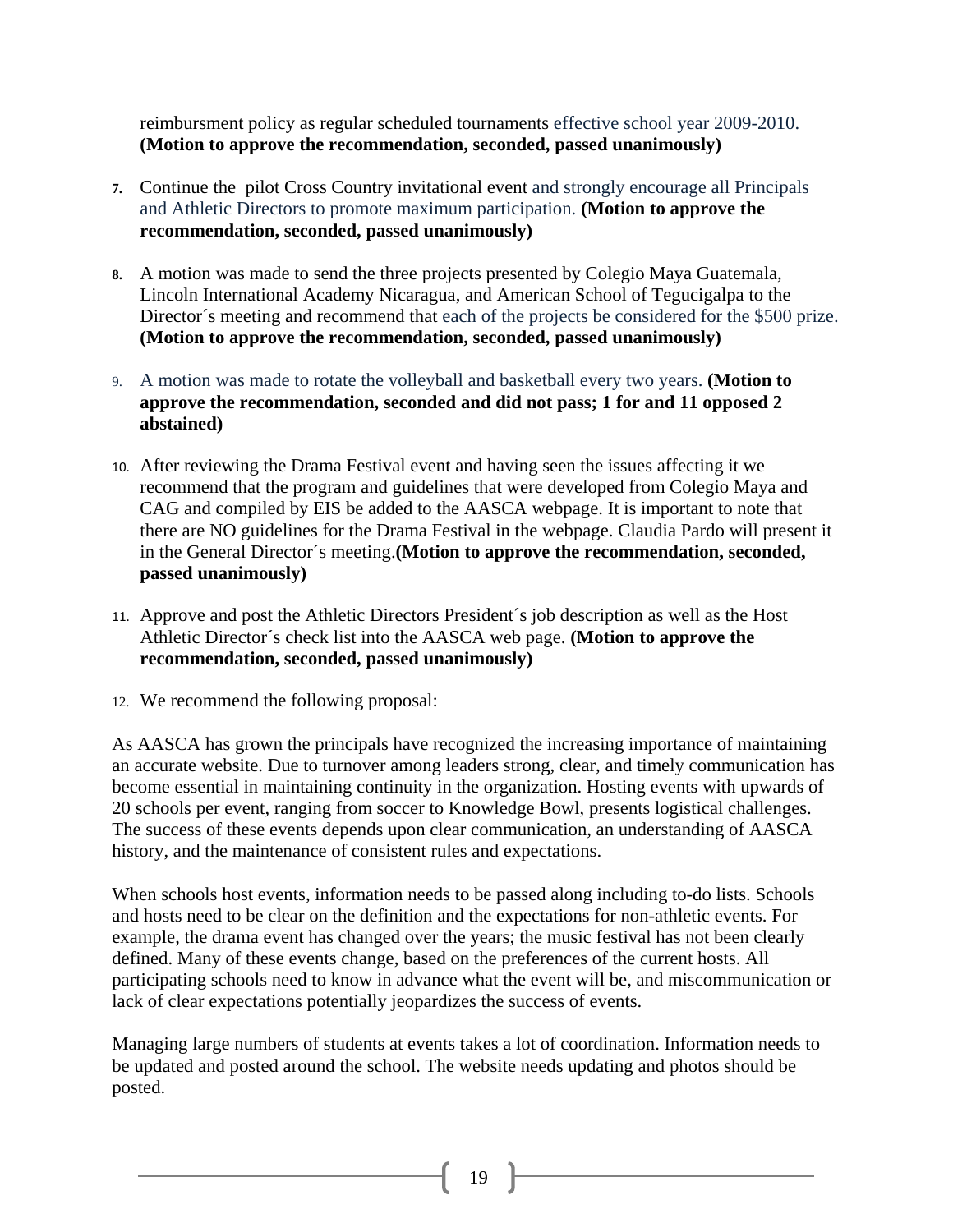reimbursment policy as regular scheduled tournaments effective school year 2009-2010. **(Motion to approve the recommendation, seconded, passed unanimously)**

7. Continue the pilot Cross Country invitational event and strongly encourage all Principals and Athletic Directors to promote maximum participation. **(Motion to approve the recommendation, seconded, passed unanimously)**

8. A motion was made to send the three projects presented by Colegio Maya Guatemala, Lincoln International Academy Nicaragua, and American School of Tegucigalpa to the Director´s meeting and recommend that each of the projects be considered for the $500 prize. **(Motion to approve the recommendation, seconded, passed unanimously)**

9. A motion was made to rotate the volleyball and basketball every two years. **(Motion to approve the recommendation, seconded and did not pass; 1 for and 11 opposed 2 abstained)**

10. After reviewing the Drama Festival event and having seen the issues affecting it we recommend that the program and guidelines that were developed from Colegio Maya and CAG and compiled by EIS be added to the AASCA webpage. It is important to note that there are NO guidelines for the Drama Festival in the webpage. Claudia Pardo will present it in the General Director´s meeting.**(Motion to approve the recommendation, seconded, passed unanimously)**

11. Approve and post the Athletic Directors President´s job description as well as the Host Athletic Director´s check list into the AASCA web page. **(Motion to approve the recommendation, seconded, passed unanimously)**

12. We recommend the following proposal:

As AASCA has grown the principals have recognized the increasing importance of maintaining an accurate website. Due to turnover among leaders strong, clear, and timely communication has become essential in maintaining continuity in the organization. Hosting events with upwards of 20 schools per event, ranging from soccer to Knowledge Bowl, presents logistical challenges. The success of these events depends upon clear communication, an understanding of AASCA history, and the maintenance of consistent rules and expectations.

When schools host events, information needs to be passed along including to-do lists. Schools and hosts need to be clear on the definition and the expectations for non-athletic events. For example, the drama event has changed over the years; the music festival has not been clearly defined. Many of these events change, based on the preferences of the current hosts. All participating schools need to know in advance what the event will be, and miscommunication or lack of clear expectations potentially jeopardizes the success of events.

Managing large numbers of students at events takes a lot of coordination. Information needs to be updated and posted around the school. The website needs updating and photos should be posted.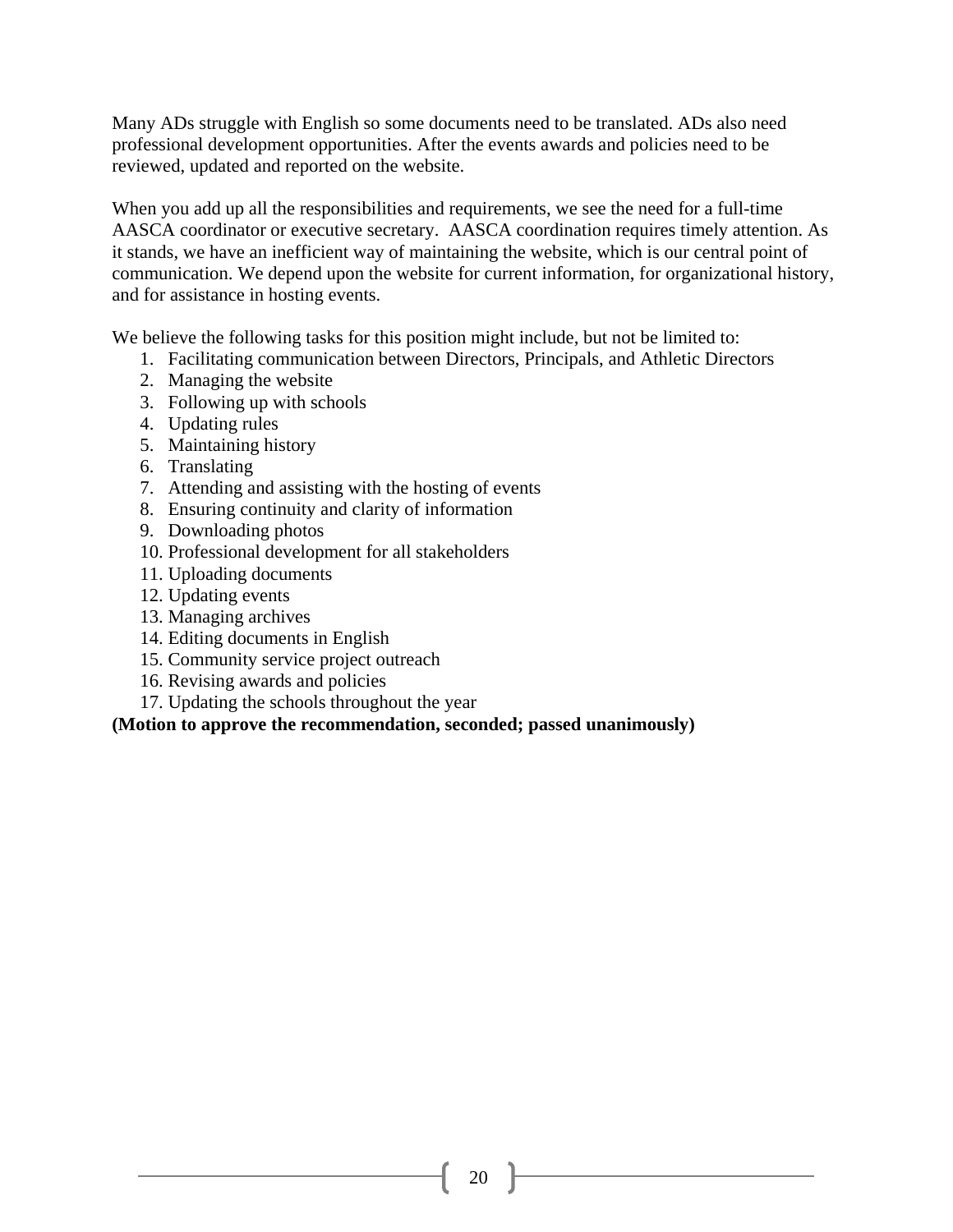Many ADs struggle with English so some documents need to be translated. ADs also need professional development opportunities. After the events awards and policies need to be reviewed, updated and reported on the website.

When you add up all the responsibilities and requirements, we see the need for a full-time AASCA coordinator or executive secretary. AASCA coordination requires timely attention. As it stands, we have an inefficient way of maintaining the website, which is our central point of communication. We depend upon the website for current information, for organizational history, and for assistance in hosting events.

We believe the following tasks for this position might include, but not be limited to:

1. Facilitating communication between Directors, Principals, and Athletic Directors
2. Managing the website
3. Following up with schools
4. Updating rules
5. Maintaining history
6. Translating
7. Attending and assisting with the hosting of events
8. Ensuring continuity and clarity of information
9. Downloading photos
10. Professional development for all stakeholders
11. Uploading documents
12. Updating events
13. Managing archives
14. Editing documents in English
15. Community service project outreach
16. Revising awards and policies
17. Updating the schools throughout the year

**(Motion to approve the recommendation, seconded; passed unanimously)**